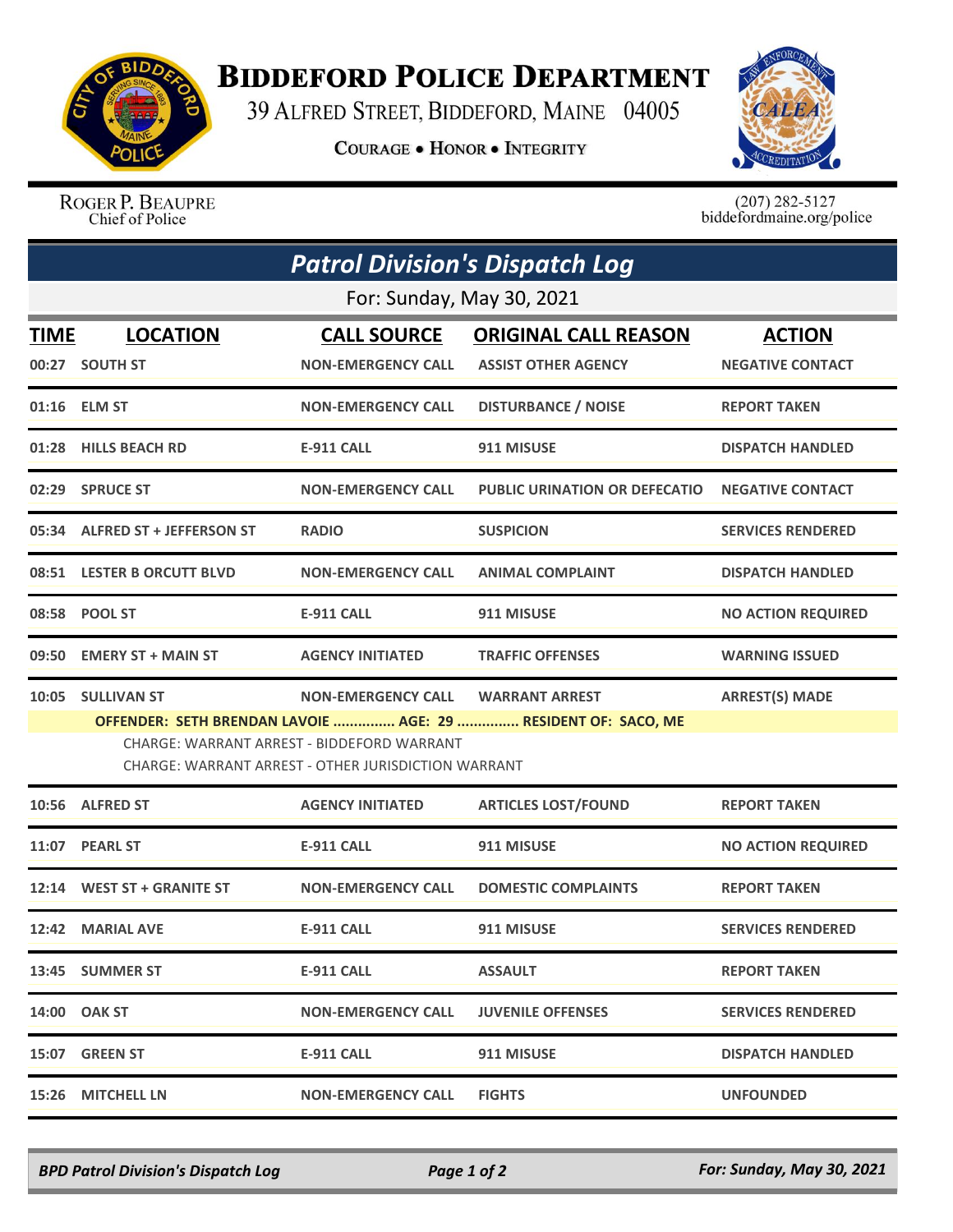# Biddeford Police Department

39 Alfred Street, Biddeford, Maine 04005

**Courage • Honor • Integrity**

Roger P. Beaupre
Chief of Police

(207) 282-5127
biddefordmaine.org/police

## *Patrol Division's Dispatch Log*

For: Sunday, May 30, 2021

| TIME | LOCATION | CALL SOURCE | ORIGINAL CALL REASON | ACTION |
|---|---|---|---|---|
| 00:27 | SOUTH ST | NON-EMERGENCY CALL | ASSIST OTHER AGENCY | NEGATIVE CONTACT |
| 01:16 | ELM ST | NON-EMERGENCY CALL | DISTURBANCE / NOISE | REPORT TAKEN |
| 01:28 | HILLS BEACH RD | E-911 CALL | 911 MISUSE | DISPATCH HANDLED |
| 02:29 | SPRUCE ST | NON-EMERGENCY CALL | PUBLIC URINATION OR DEFECATIO | NEGATIVE CONTACT |
| 05:34 | ALFRED ST + JEFFERSON ST | RADIO | SUSPICION | SERVICES RENDERED |
| 08:51 | LESTER B ORCUTT BLVD | NON-EMERGENCY CALL | ANIMAL COMPLAINT | DISPATCH HANDLED |
| 08:58 | POOL ST | E-911 CALL | 911 MISUSE | NO ACTION REQUIRED |
| 09:50 | EMERY ST + MAIN ST | AGENCY INITIATED | TRAFFIC OFFENSES | WARNING ISSUED |
| 10:05 | SULLIVAN ST | NON-EMERGENCY CALL | WARRANT ARREST | ARREST(S) MADE |

**OFFENDER: SETH BRENDAN LAVOIE ............... AGE: 29 ............... RESIDENT OF: SACO, ME**

CHARGE: WARRANT ARREST - BIDDEFORD WARRANT
CHARGE: WARRANT ARREST - OTHER JURISDICTION WARRANT

| TIME | LOCATION | CALL SOURCE | ORIGINAL CALL REASON | ACTION |
|---|---|---|---|---|
| 10:56 | ALFRED ST | AGENCY INITIATED | ARTICLES LOST/FOUND | REPORT TAKEN |
| 11:07 | PEARL ST | E-911 CALL | 911 MISUSE | NO ACTION REQUIRED |
| 12:14 | WEST ST + GRANITE ST | NON-EMERGENCY CALL | DOMESTIC COMPLAINTS | REPORT TAKEN |
| 12:42 | MARIAL AVE | E-911 CALL | 911 MISUSE | SERVICES RENDERED |
| 13:45 | SUMMER ST | E-911 CALL | ASSAULT | REPORT TAKEN |
| 14:00 | OAK ST | NON-EMERGENCY CALL | JUVENILE OFFENSES | SERVICES RENDERED |
| 15:07 | GREEN ST | E-911 CALL | 911 MISUSE | DISPATCH HANDLED |
| 15:26 | MITCHELL LN | NON-EMERGENCY CALL | FIGHTS | UNFOUNDED |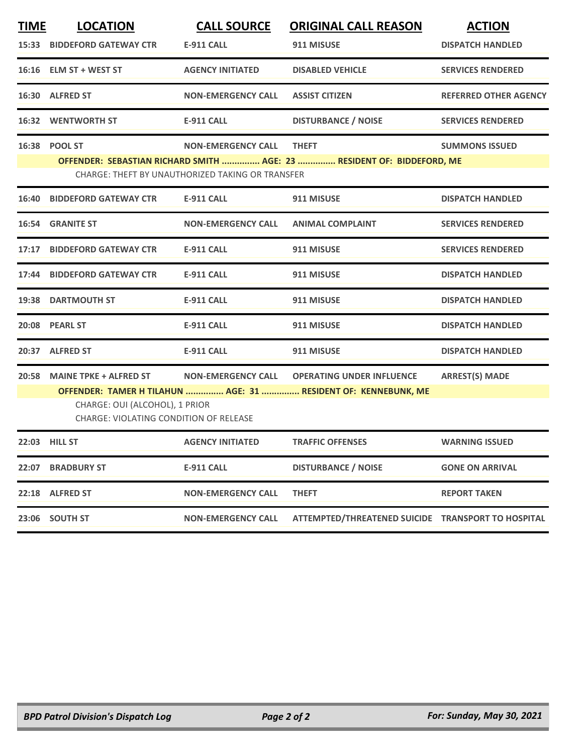| TIME | LOCATION | CALL SOURCE | ORIGINAL CALL REASON | ACTION |
|---|---|---|---|---|
| 15:33 | BIDDEFORD GATEWAY CTR | E-911 CALL | 911 MISUSE | DISPATCH HANDLED |
| 16:16 | ELM ST + WEST ST | AGENCY INITIATED | DISABLED VEHICLE | SERVICES RENDERED |
| 16:30 | ALFRED ST | NON-EMERGENCY CALL | ASSIST CITIZEN | REFERRED OTHER AGENCY |
| 16:32 | WENTWORTH ST | E-911 CALL | DISTURBANCE / NOISE | SERVICES RENDERED |
| 16:38 | POOL ST | NON-EMERGENCY CALL | THEFT | SUMMONS ISSUED |
| | **OFFENDER: SEBASTIAN RICHARD SMITH ............... AGE: 23 ............... RESIDENT OF: BIDDEFORD, ME** | | | |
| | CHARGE: THEFT BY UNAUTHORIZED TAKING OR TRANSFER | | | |
| 16:40 | BIDDEFORD GATEWAY CTR | E-911 CALL | 911 MISUSE | DISPATCH HANDLED |
| 16:54 | GRANITE ST | NON-EMERGENCY CALL | ANIMAL COMPLAINT | SERVICES RENDERED |
| 17:17 | BIDDEFORD GATEWAY CTR | E-911 CALL | 911 MISUSE | SERVICES RENDERED |
| 17:44 | BIDDEFORD GATEWAY CTR | E-911 CALL | 911 MISUSE | DISPATCH HANDLED |
| 19:38 | DARTMOUTH ST | E-911 CALL | 911 MISUSE | DISPATCH HANDLED |
| 20:08 | PEARL ST | E-911 CALL | 911 MISUSE | DISPATCH HANDLED |
| 20:37 | ALFRED ST | E-911 CALL | 911 MISUSE | DISPATCH HANDLED |
| 20:58 | MAINE TPKE + ALFRED ST | NON-EMERGENCY CALL | OPERATING UNDER INFLUENCE | ARREST(S) MADE |
| | **OFFENDER: TAMER H TILAHUN ............... AGE: 31 ............... RESIDENT OF: KENNEBUNK, ME** | | | |
| | CHARGE: OUI (ALCOHOL), 1 PRIOR | | | |
| | CHARGE: VIOLATING CONDITION OF RELEASE | | | |
| 22:03 | HILL ST | AGENCY INITIATED | TRAFFIC OFFENSES | WARNING ISSUED |
| 22:07 | BRADBURY ST | E-911 CALL | DISTURBANCE / NOISE | GONE ON ARRIVAL |
| 22:18 | ALFRED ST | NON-EMERGENCY CALL | THEFT | REPORT TAKEN |
| 23:06 | SOUTH ST | NON-EMERGENCY CALL | ATTEMPTED/THREATENED SUICIDE | TRANSPORT TO HOSPITAL |

*BPD Patrol Division's Dispatch Log* — *For: Sunday, May 30, 2021*